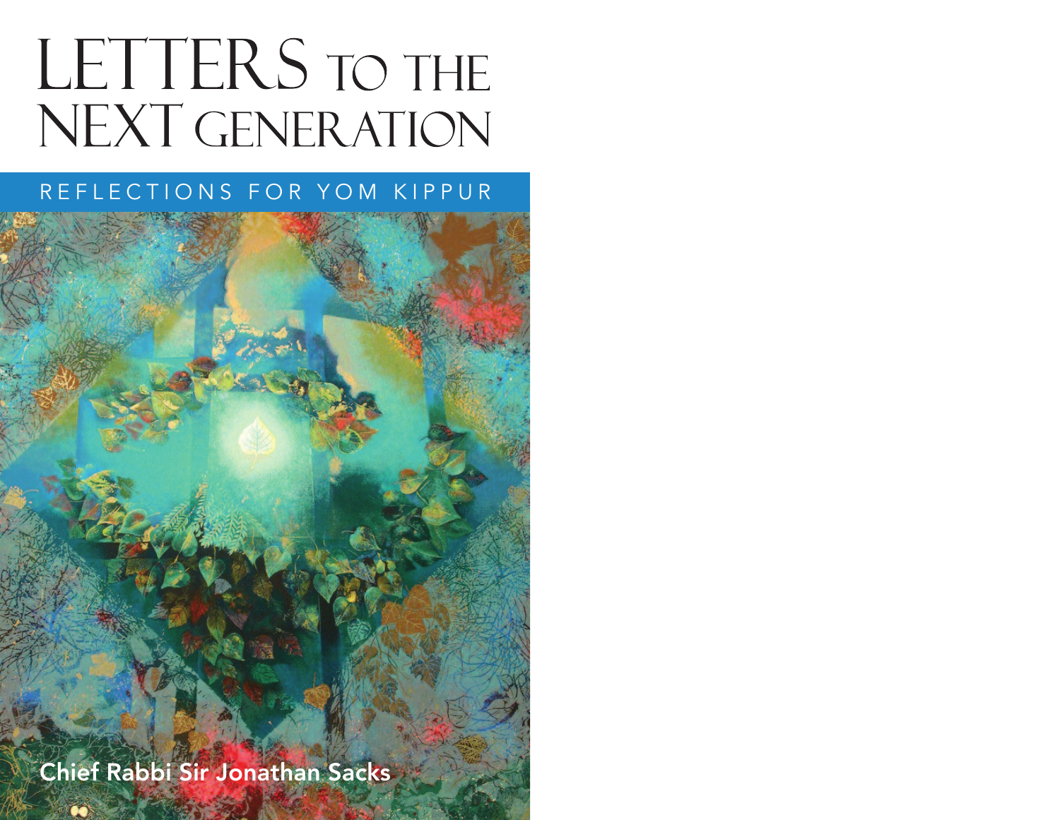# LETTERS TO THE NEXT GENERATION

## REFLECTIONS FOR YOM KIPPUR

Chief Rabbi Sir Jonathan Sacks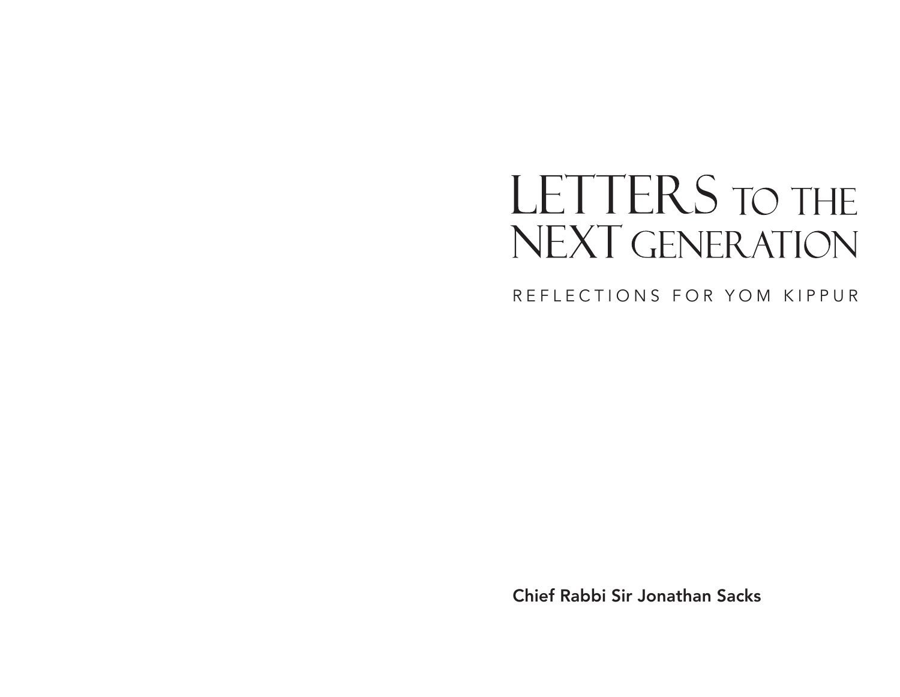# LETTERS TO THE NEXT GENERATION

REFLECTIONS FOR YOM KIPPUR

**Chief Rabbi Sir Jonathan Sacks**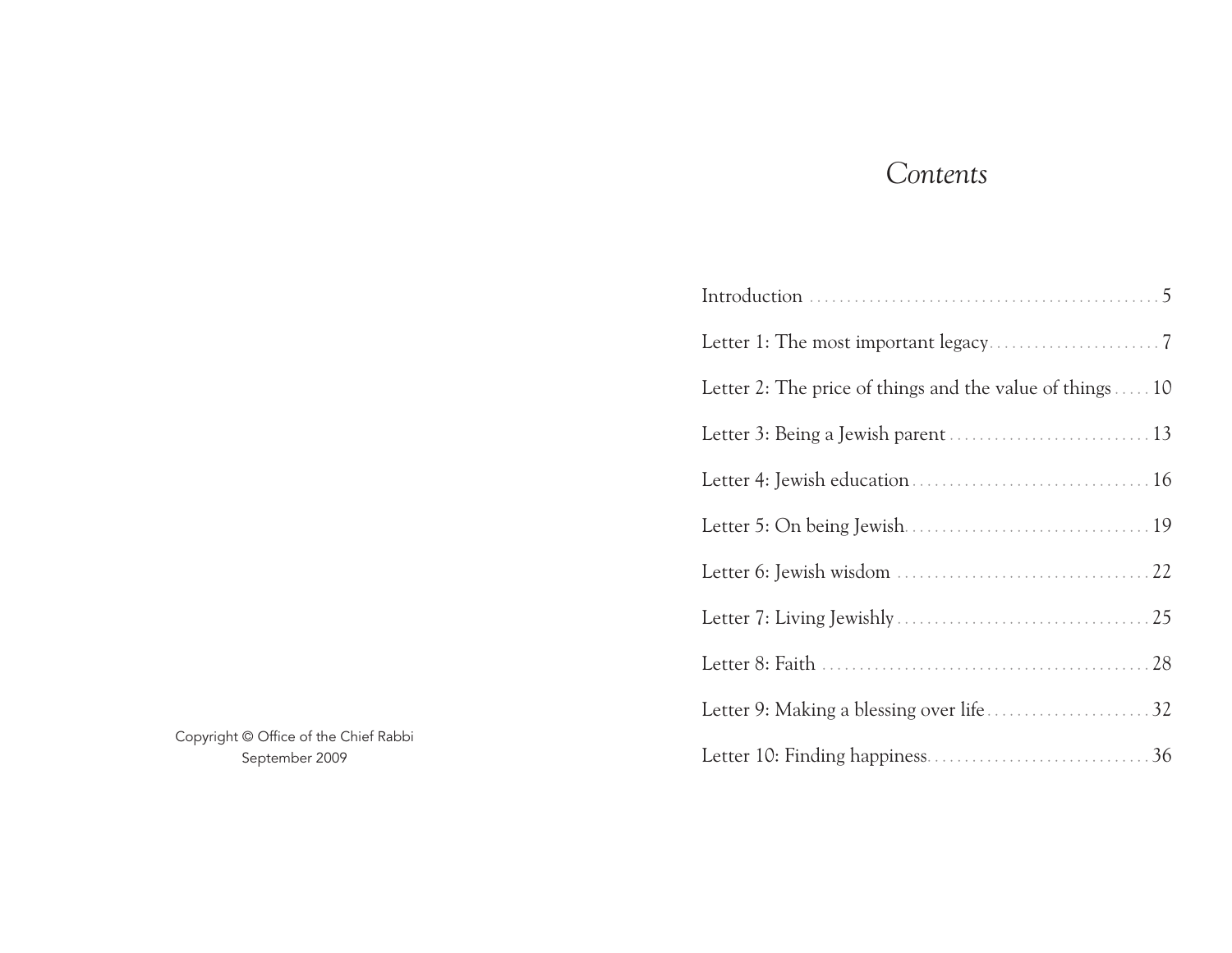Copyright © Office of the Chief Rabbi
September 2009

# *Contents*

| | |
|---|---|
| Introduction | 5 |
| Letter 1: The most important legacy | 7 |
| Letter 2: The price of things and the value of things | 10 |
| Letter 3: Being a Jewish parent | 13 |
| Letter 4: Jewish education | 16 |
| Letter 5: On being Jewish | 19 |
| Letter 6: Jewish wisdom | 22 |
| Letter 7: Living Jewishly | 25 |
| Letter 8: Faith | 28 |
| Letter 9: Making a blessing over life | 32 |
| Letter 10: Finding happiness | 36 |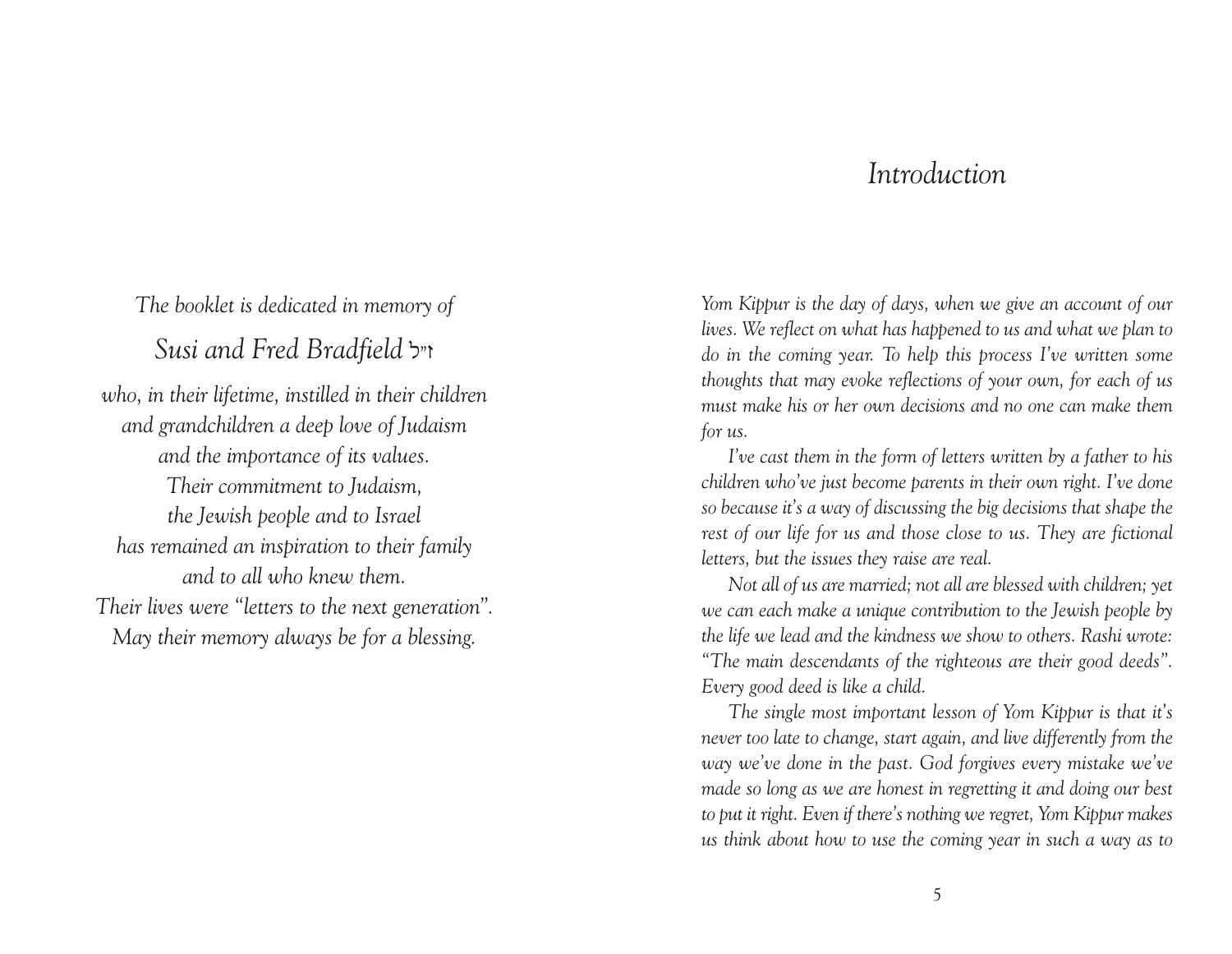*The booklet is dedicated in memory of*

*Susi and Fred Bradfield* ז"ל

*who, in their lifetime, instilled in their children*
*and grandchildren a deep love of Judaism*
*and the importance of its values.*
*Their commitment to Judaism,*
*the Jewish people and to Israel*
*has remained an inspiration to their family*
*and to all who knew them.*
*Their lives were "letters to the next generation".*
*May their memory always be for a blessing.*

# *Introduction*

*Yom Kippur is the day of days, when we give an account of our lives. We reflect on what has happened to us and what we plan to do in the coming year. To help this process I've written some thoughts that may evoke reflections of your own, for each of us must make his or her own decisions and no one can make them for us.*

*I've cast them in the form of letters written by a father to his children who've just become parents in their own right. I've done so because it's a way of discussing the big decisions that shape the rest of our life for us and those close to us. They are fictional letters, but the issues they raise are real.*

*Not all of us are married; not all are blessed with children; yet we can each make a unique contribution to the Jewish people by the life we lead and the kindness we show to others. Rashi wrote: "The main descendants of the righteous are their good deeds". Every good deed is like a child.*

*The single most important lesson of Yom Kippur is that it's never too late to change, start again, and live differently from the way we've done in the past. God forgives every mistake we've made so long as we are honest in regretting it and doing our best to put it right. Even if there's nothing we regret, Yom Kippur makes us think about how to use the coming year in such a way as to*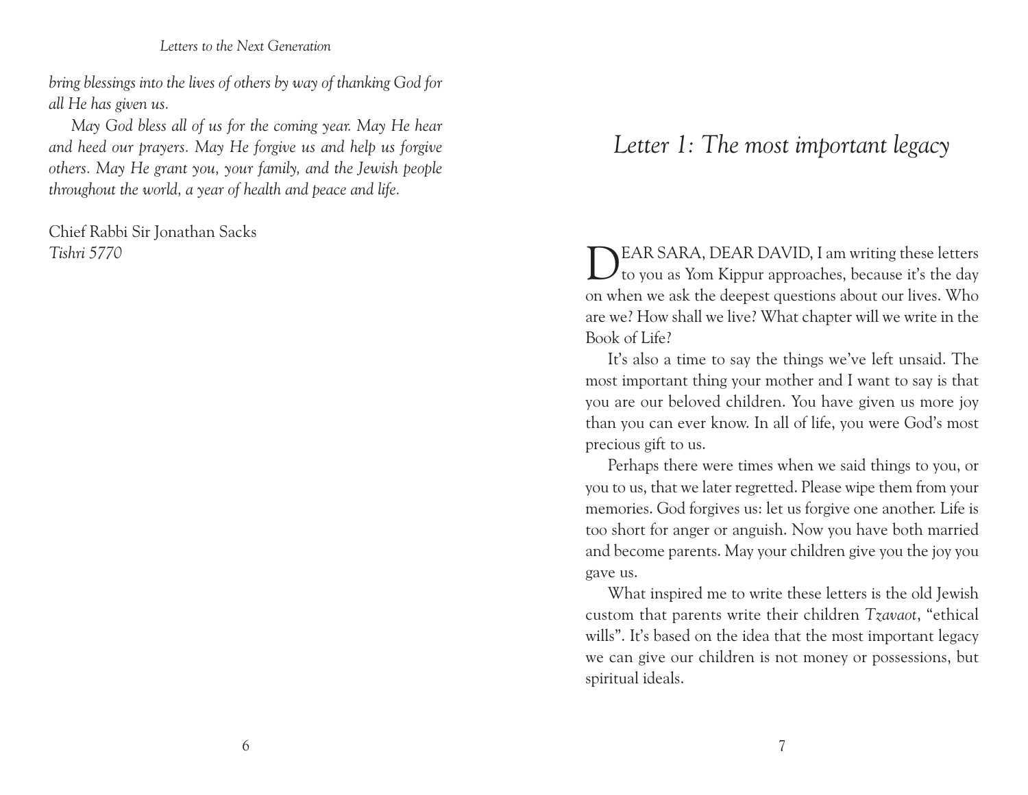*bring blessings into the lives of others by way of thanking God for all He has given us.*

*May God bless all of us for the coming year. May He hear and heed our prayers. May He forgive us and help us forgive others. May He grant you, your family, and the Jewish people throughout the world, a year of health and peace and life.*

Chief Rabbi Sir Jonathan Sacks
*Tishri 5770*

# *Letter 1: The most important legacy*

DEAR SARA, DEAR DAVID, I am writing these letters to you as Yom Kippur approaches, because it's the day on when we ask the deepest questions about our lives. Who are we? How shall we live? What chapter will we write in the Book of Life?

It's also a time to say the things we've left unsaid. The most important thing your mother and I want to say is that you are our beloved children. You have given us more joy than you can ever know. In all of life, you were God's most precious gift to us.

Perhaps there were times when we said things to you, or you to us, that we later regretted. Please wipe them from your memories. God forgives us: let us forgive one another. Life is too short for anger or anguish. Now you have both married and become parents. May your children give you the joy you gave us.

What inspired me to write these letters is the old Jewish custom that parents write their children *Tzavaot*, "ethical wills". It's based on the idea that the most important legacy we can give our children is not money or possessions, but spiritual ideals.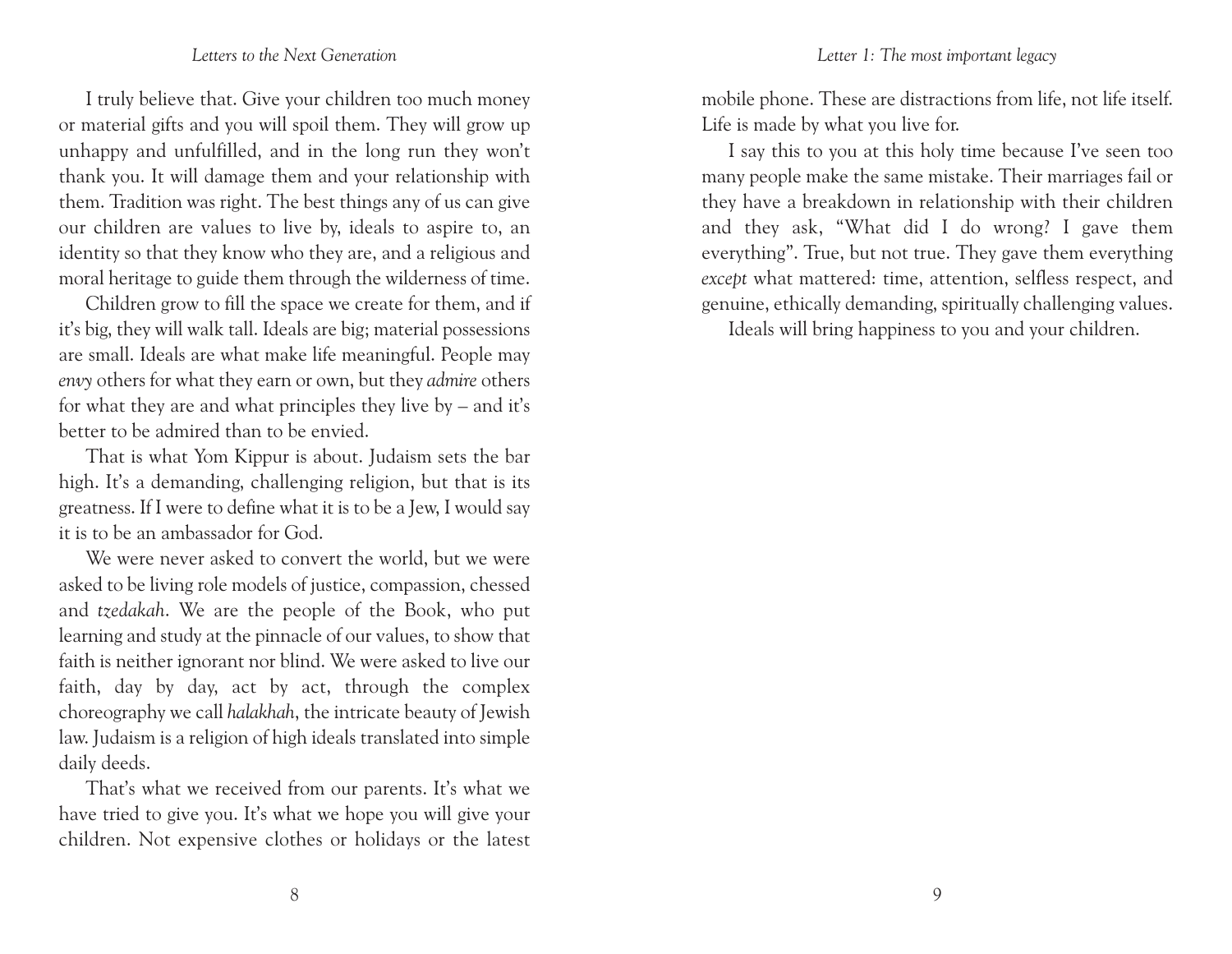I truly believe that. Give your children too much money or material gifts and you will spoil them. They will grow up unhappy and unfulfilled, and in the long run they won't thank you. It will damage them and your relationship with them. Tradition was right. The best things any of us can give our children are values to live by, ideals to aspire to, an identity so that they know who they are, and a religious and moral heritage to guide them through the wilderness of time.

Children grow to fill the space we create for them, and if it's big, they will walk tall. Ideals are big; material possessions are small. Ideals are what make life meaningful. People may *envy* others for what they earn or own, but they *admire* others for what they are and what principles they live by – and it's better to be admired than to be envied.

That is what Yom Kippur is about. Judaism sets the bar high. It's a demanding, challenging religion, but that is its greatness. If I were to define what it is to be a Jew, I would say it is to be an ambassador for God.

We were never asked to convert the world, but we were asked to be living role models of justice, compassion, chessed and *tzedakah*. We are the people of the Book, who put learning and study at the pinnacle of our values, to show that faith is neither ignorant nor blind. We were asked to live our faith, day by day, act by act, through the complex choreography we call *halakhah*, the intricate beauty of Jewish law. Judaism is a religion of high ideals translated into simple daily deeds.

That's what we received from our parents. It's what we have tried to give you. It's what we hope you will give your children. Not expensive clothes or holidays or the latest mobile phone. These are distractions from life, not life itself. Life is made by what you live for.

I say this to you at this holy time because I've seen too many people make the same mistake. Their marriages fail or they have a breakdown in relationship with their children and they ask, "What did I do wrong? I gave them everything". True, but not true. They gave them everything *except* what mattered: time, attention, selfless respect, and genuine, ethically demanding, spiritually challenging values.

Ideals will bring happiness to you and your children.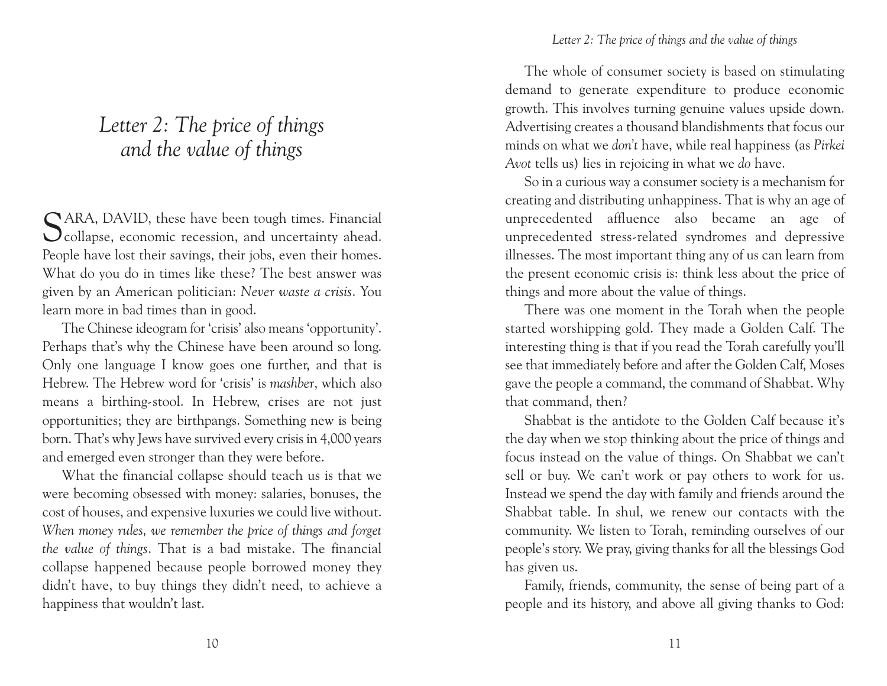# *Letter 2: The price of things and the value of things*

SARA, DAVID, these have been tough times. Financial collapse, economic recession, and uncertainty ahead. People have lost their savings, their jobs, even their homes. What do you do in times like these? The best answer was given by an American politician: *Never waste a crisis*. You learn more in bad times than in good.

The Chinese ideogram for 'crisis' also means 'opportunity'. Perhaps that's why the Chinese have been around so long. Only one language I know goes one further, and that is Hebrew. The Hebrew word for 'crisis' is *mashber*, which also means a birthing-stool. In Hebrew, crises are not just opportunities; they are birthpangs. Something new is being born. That's why Jews have survived every crisis in 4,000 years and emerged even stronger than they were before.

What the financial collapse should teach us is that we were becoming obsessed with money: salaries, bonuses, the cost of houses, and expensive luxuries we could live without. *When money rules, we remember the price of things and forget the value of things*. That is a bad mistake. The financial collapse happened because people borrowed money they didn't have, to buy things they didn't need, to achieve a happiness that wouldn't last.

The whole of consumer society is based on stimulating demand to generate expenditure to produce economic growth. This involves turning genuine values upside down. Advertising creates a thousand blandishments that focus our minds on what we *don't* have, while real happiness (as *Pirkei Avot* tells us) lies in rejoicing in what we *do* have.

So in a curious way a consumer society is a mechanism for creating and distributing unhappiness. That is why an age of unprecedented affluence also became an age of unprecedented stress-related syndromes and depressive illnesses. The most important thing any of us can learn from the present economic crisis is: think less about the price of things and more about the value of things.

There was one moment in the Torah when the people started worshipping gold. They made a Golden Calf. The interesting thing is that if you read the Torah carefully you'll see that immediately before and after the Golden Calf, Moses gave the people a command, the command of Shabbat. Why that command, then?

Shabbat is the antidote to the Golden Calf because it's the day when we stop thinking about the price of things and focus instead on the value of things. On Shabbat we can't sell or buy. We can't work or pay others to work for us. Instead we spend the day with family and friends around the Shabbat table. In shul, we renew our contacts with the community. We listen to Torah, reminding ourselves of our people's story. We pray, giving thanks for all the blessings God has given us.

Family, friends, community, the sense of being part of a people and its history, and above all giving thanks to God: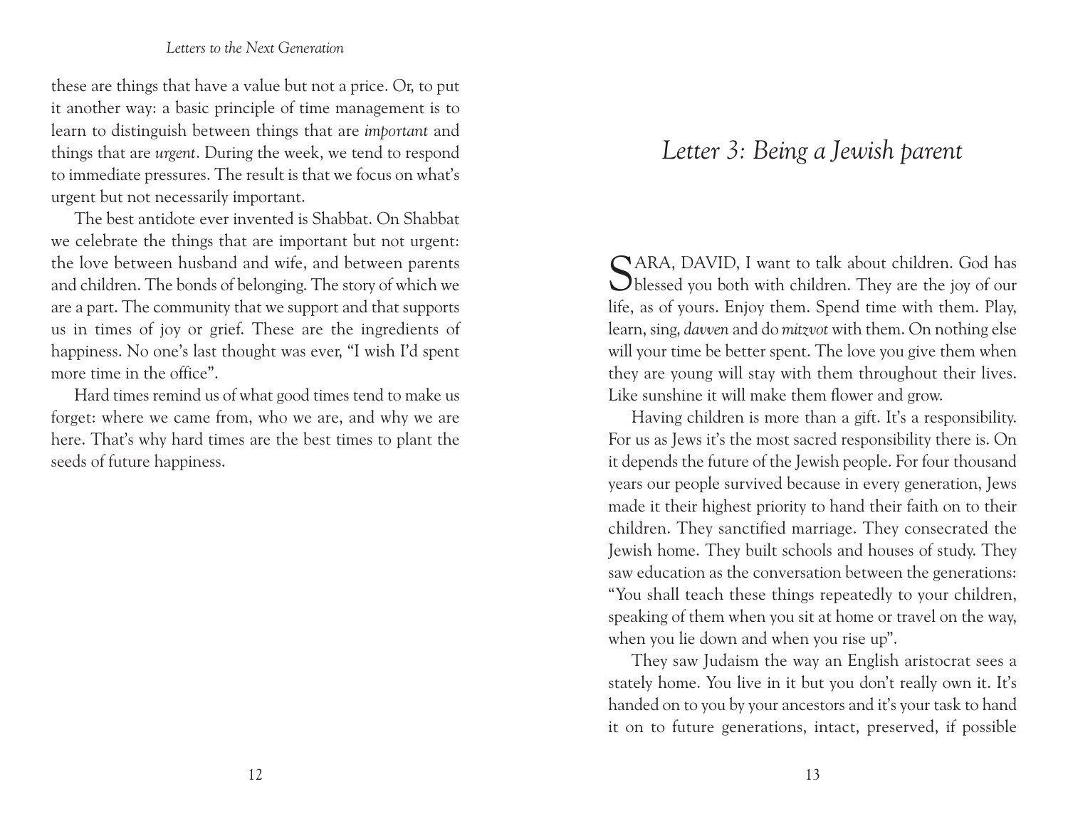these are things that have a value but not a price. Or, to put it another way: a basic principle of time management is to learn to distinguish between things that are *important* and things that are *urgent*. During the week, we tend to respond to immediate pressures. The result is that we focus on what's urgent but not necessarily important.

The best antidote ever invented is Shabbat. On Shabbat we celebrate the things that are important but not urgent: the love between husband and wife, and between parents and children. The bonds of belonging. The story of which we are a part. The community that we support and that supports us in times of joy or grief. These are the ingredients of happiness. No one's last thought was ever, "I wish I'd spent more time in the office".

Hard times remind us of what good times tend to make us forget: where we came from, who we are, and why we are here. That's why hard times are the best times to plant the seeds of future happiness.

## *Letter 3: Being a Jewish parent*

SARA, DAVID, I want to talk about children. God has blessed you both with children. They are the joy of our life, as of yours. Enjoy them. Spend time with them. Play, learn, sing, *davven* and do *mitzvot* with them. On nothing else will your time be better spent. The love you give them when they are young will stay with them throughout their lives. Like sunshine it will make them flower and grow.

Having children is more than a gift. It's a responsibility. For us as Jews it's the most sacred responsibility there is. On it depends the future of the Jewish people. For four thousand years our people survived because in every generation, Jews made it their highest priority to hand their faith on to their children. They sanctified marriage. They consecrated the Jewish home. They built schools and houses of study. They saw education as the conversation between the generations: "You shall teach these things repeatedly to your children, speaking of them when you sit at home or travel on the way, when you lie down and when you rise up".

They saw Judaism the way an English aristocrat sees a stately home. You live in it but you don't really own it. It's handed on to you by your ancestors and it's your task to hand it on to future generations, intact, preserved, if possible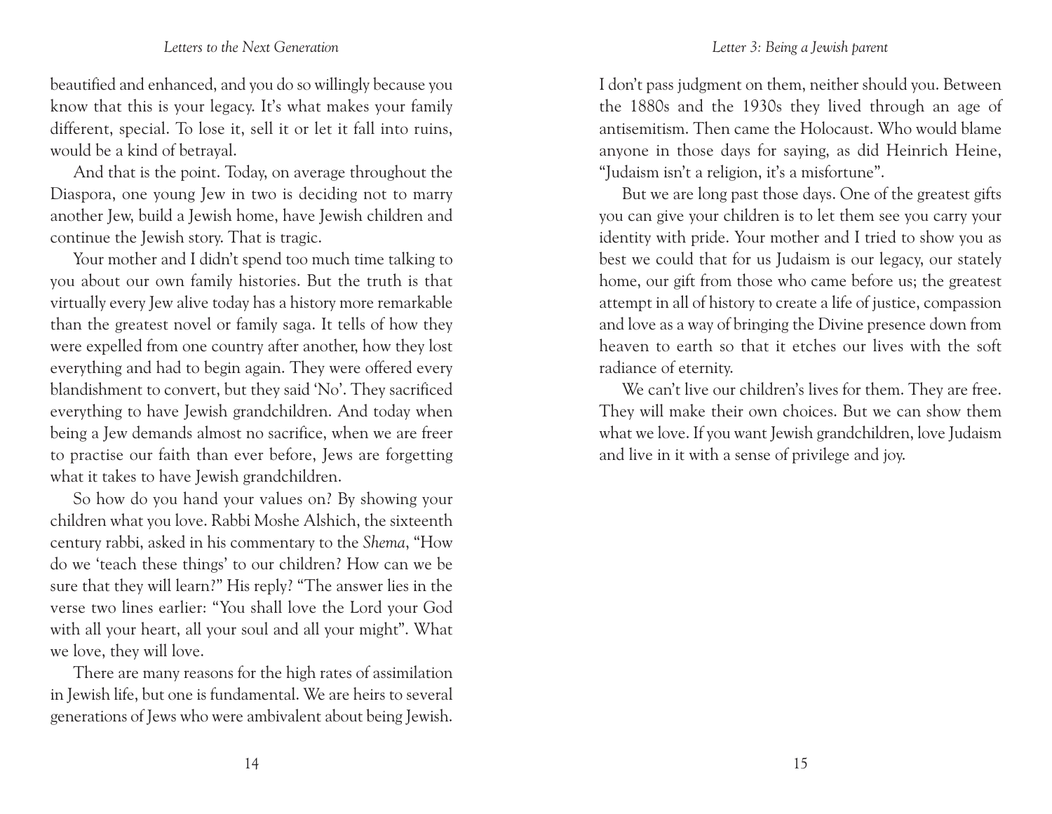beautified and enhanced, and you do so willingly because you know that this is your legacy. It's what makes your family different, special. To lose it, sell it or let it fall into ruins, would be a kind of betrayal.

And that is the point. Today, on average throughout the Diaspora, one young Jew in two is deciding not to marry another Jew, build a Jewish home, have Jewish children and continue the Jewish story. That is tragic.

Your mother and I didn't spend too much time talking to you about our own family histories. But the truth is that virtually every Jew alive today has a history more remarkable than the greatest novel or family saga. It tells of how they were expelled from one country after another, how they lost everything and had to begin again. They were offered every blandishment to convert, but they said 'No'. They sacrificed everything to have Jewish grandchildren. And today when being a Jew demands almost no sacrifice, when we are freer to practise our faith than ever before, Jews are forgetting what it takes to have Jewish grandchildren.

So how do you hand your values on? By showing your children what you love. Rabbi Moshe Alshich, the sixteenth century rabbi, asked in his commentary to the *Shema*, "How do we 'teach these things' to our children? How can we be sure that they will learn?" His reply? "The answer lies in the verse two lines earlier: "You shall love the Lord your God with all your heart, all your soul and all your might". What we love, they will love.

There are many reasons for the high rates of assimilation in Jewish life, but one is fundamental. We are heirs to several generations of Jews who were ambivalent about being Jewish. I don't pass judgment on them, neither should you. Between the 1880s and the 1930s they lived through an age of antisemitism. Then came the Holocaust. Who would blame anyone in those days for saying, as did Heinrich Heine, "Judaism isn't a religion, it's a misfortune".

But we are long past those days. One of the greatest gifts you can give your children is to let them see you carry your identity with pride. Your mother and I tried to show you as best we could that for us Judaism is our legacy, our stately home, our gift from those who came before us; the greatest attempt in all of history to create a life of justice, compassion and love as a way of bringing the Divine presence down from heaven to earth so that it etches our lives with the soft radiance of eternity.

We can't live our children's lives for them. They are free. They will make their own choices. But we can show them what we love. If you want Jewish grandchildren, love Judaism and live in it with a sense of privilege and joy.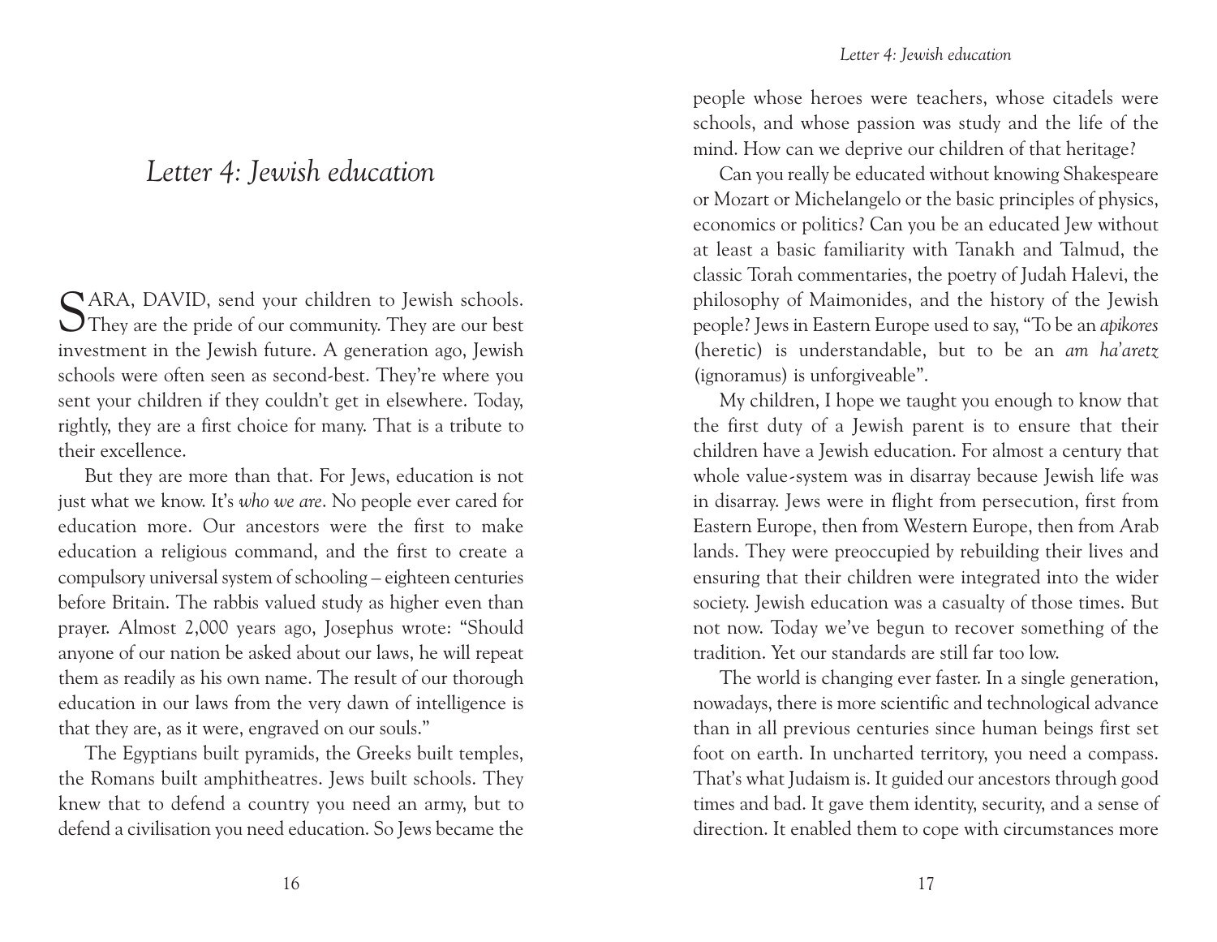# Letter 4: Jewish education

SARA, DAVID, send your children to Jewish schools. They are the pride of our community. They are our best investment in the Jewish future. A generation ago, Jewish schools were often seen as second-best. They're where you sent your children if they couldn't get in elsewhere. Today, rightly, they are a first choice for many. That is a tribute to their excellence.

But they are more than that. For Jews, education is not just what we know. It's *who we are*. No people ever cared for education more. Our ancestors were the first to make education a religious command, and the first to create a compulsory universal system of schooling – eighteen centuries before Britain. The rabbis valued study as higher even than prayer. Almost 2,000 years ago, Josephus wrote: "Should anyone of our nation be asked about our laws, he will repeat them as readily as his own name. The result of our thorough education in our laws from the very dawn of intelligence is that they are, as it were, engraved on our souls."

The Egyptians built pyramids, the Greeks built temples, the Romans built amphitheatres. Jews built schools. They knew that to defend a country you need an army, but to defend a civilisation you need education. So Jews became the people whose heroes were teachers, whose citadels were schools, and whose passion was study and the life of the mind. How can we deprive our children of that heritage?

Can you really be educated without knowing Shakespeare or Mozart or Michelangelo or the basic principles of physics, economics or politics? Can you be an educated Jew without at least a basic familiarity with Tanakh and Talmud, the classic Torah commentaries, the poetry of Judah Halevi, the philosophy of Maimonides, and the history of the Jewish people? Jews in Eastern Europe used to say, "To be an *apikores* (heretic) is understandable, but to be an *am ha'aretz* (ignoramus) is unforgiveable".

My children, I hope we taught you enough to know that the first duty of a Jewish parent is to ensure that their children have a Jewish education. For almost a century that whole value-system was in disarray because Jewish life was in disarray. Jews were in flight from persecution, first from Eastern Europe, then from Western Europe, then from Arab lands. They were preoccupied by rebuilding their lives and ensuring that their children were integrated into the wider society. Jewish education was a casualty of those times. But not now. Today we've begun to recover something of the tradition. Yet our standards are still far too low.

The world is changing ever faster. In a single generation, nowadays, there is more scientific and technological advance than in all previous centuries since human beings first set foot on earth. In uncharted territory, you need a compass. That's what Judaism is. It guided our ancestors through good times and bad. It gave them identity, security, and a sense of direction. It enabled them to cope with circumstances more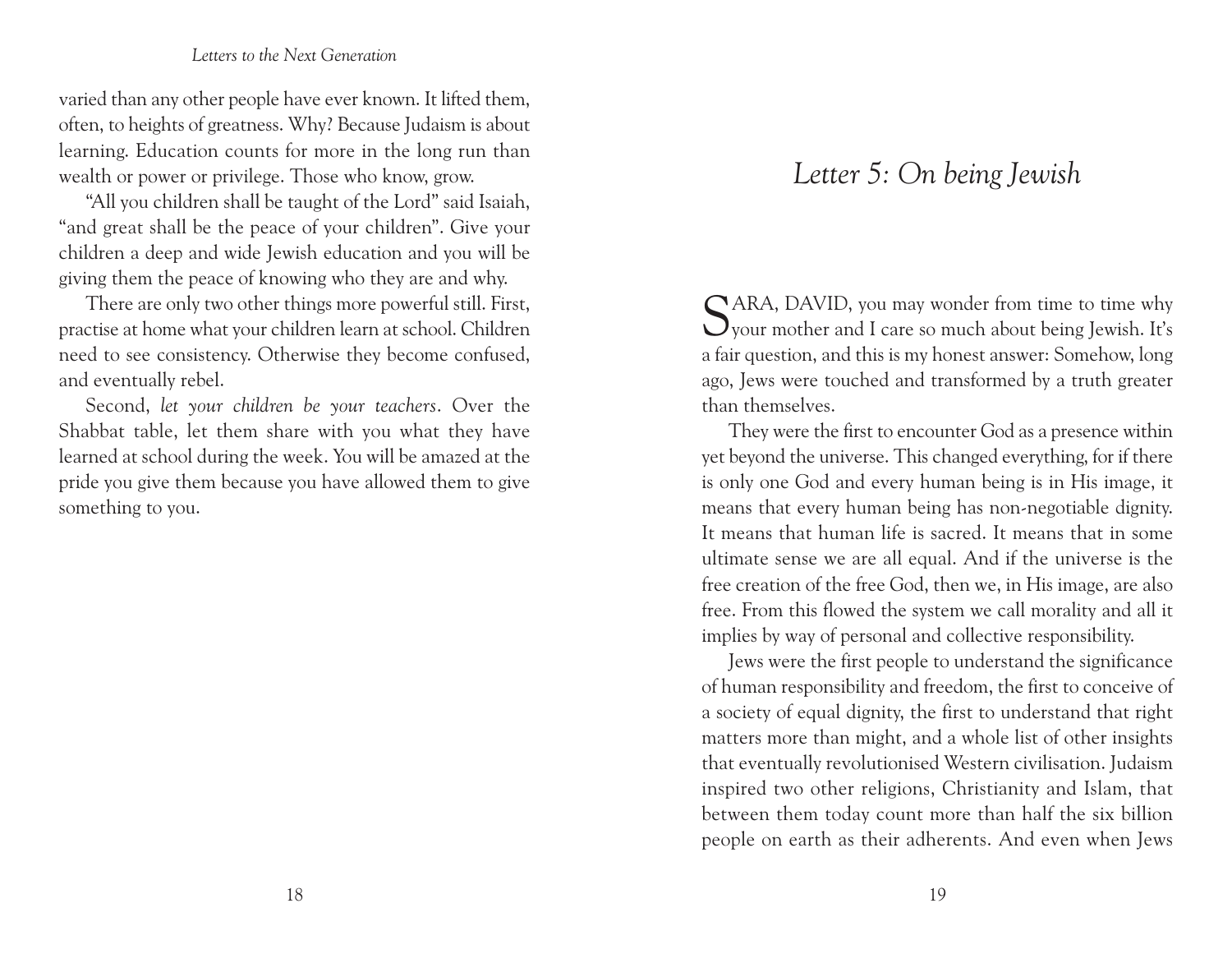varied than any other people have ever known. It lifted them, often, to heights of greatness. Why? Because Judaism is about learning. Education counts for more in the long run than wealth or power or privilege. Those who know, grow.

"All you children shall be taught of the Lord" said Isaiah, "and great shall be the peace of your children". Give your children a deep and wide Jewish education and you will be giving them the peace of knowing who they are and why.

There are only two other things more powerful still. First, practise at home what your children learn at school. Children need to see consistency. Otherwise they become confused, and eventually rebel.

Second, *let your children be your teachers*. Over the Shabbat table, let them share with you what they have learned at school during the week. You will be amazed at the pride you give them because you have allowed them to give something to you.

# *Letter 5: On being Jewish*

SARA, DAVID, you may wonder from time to time why your mother and I care so much about being Jewish. It's a fair question, and this is my honest answer: Somehow, long ago, Jews were touched and transformed by a truth greater than themselves.

They were the first to encounter God as a presence within yet beyond the universe. This changed everything, for if there is only one God and every human being is in His image, it means that every human being has non-negotiable dignity. It means that human life is sacred. It means that in some ultimate sense we are all equal. And if the universe is the free creation of the free God, then we, in His image, are also free. From this flowed the system we call morality and all it implies by way of personal and collective responsibility.

Jews were the first people to understand the significance of human responsibility and freedom, the first to conceive of a society of equal dignity, the first to understand that right matters more than might, and a whole list of other insights that eventually revolutionised Western civilisation. Judaism inspired two other religions, Christianity and Islam, that between them today count more than half the six billion people on earth as their adherents. And even when Jews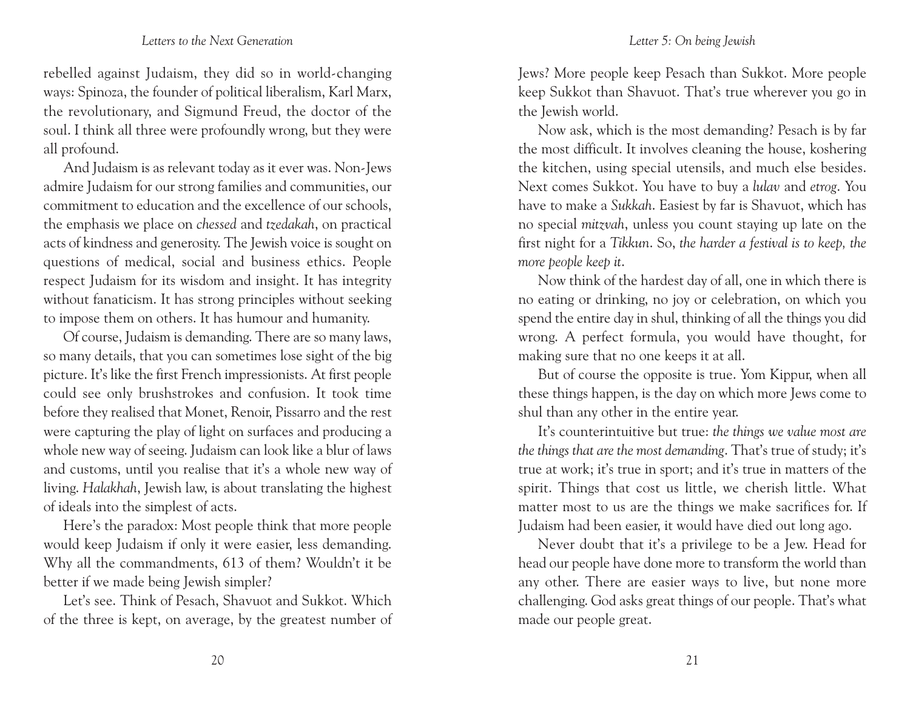rebelled against Judaism, they did so in world-changing ways: Spinoza, the founder of political liberalism, Karl Marx, the revolutionary, and Sigmund Freud, the doctor of the soul. I think all three were profoundly wrong, but they were all profound.

And Judaism is as relevant today as it ever was. Non-Jews admire Judaism for our strong families and communities, our commitment to education and the excellence of our schools, the emphasis we place on *chessed* and *tzedakah*, on practical acts of kindness and generosity. The Jewish voice is sought on questions of medical, social and business ethics. People respect Judaism for its wisdom and insight. It has integrity without fanaticism. It has strong principles without seeking to impose them on others. It has humour and humanity.

Of course, Judaism is demanding. There are so many laws, so many details, that you can sometimes lose sight of the big picture. It's like the first French impressionists. At first people could see only brushstrokes and confusion. It took time before they realised that Monet, Renoir, Pissarro and the rest were capturing the play of light on surfaces and producing a whole new way of seeing. Judaism can look like a blur of laws and customs, until you realise that it's a whole new way of living. *Halakhah*, Jewish law, is about translating the highest of ideals into the simplest of acts.

Here's the paradox: Most people think that more people would keep Judaism if only it were easier, less demanding. Why all the commandments, 613 of them? Wouldn't it be better if we made being Jewish simpler?

Let's see. Think of Pesach, Shavuot and Sukkot. Which of the three is kept, on average, by the greatest number of Jews? More people keep Pesach than Sukkot. More people keep Sukkot than Shavuot. That's true wherever you go in the Jewish world.

Now ask, which is the most demanding? Pesach is by far the most difficult. It involves cleaning the house, koshering the kitchen, using special utensils, and much else besides. Next comes Sukkot. You have to buy a *lulav* and *etrog*. You have to make a *Sukkah*. Easiest by far is Shavuot, which has no special *mitzvah*, unless you count staying up late on the first night for a *Tikkun*. So, *the harder a festival is to keep, the more people keep it*.

Now think of the hardest day of all, one in which there is no eating or drinking, no joy or celebration, on which you spend the entire day in shul, thinking of all the things you did wrong. A perfect formula, you would have thought, for making sure that no one keeps it at all.

But of course the opposite is true. Yom Kippur, when all these things happen, is the day on which more Jews come to shul than any other in the entire year.

It's counterintuitive but true: *the things we value most are the things that are the most demanding*. That's true of study; it's true at work; it's true in sport; and it's true in matters of the spirit. Things that cost us little, we cherish little. What matter most to us are the things we make sacrifices for. If Judaism had been easier, it would have died out long ago.

Never doubt that it's a privilege to be a Jew. Head for head our people have done more to transform the world than any other. There are easier ways to live, but none more challenging. God asks great things of our people. That's what made our people great.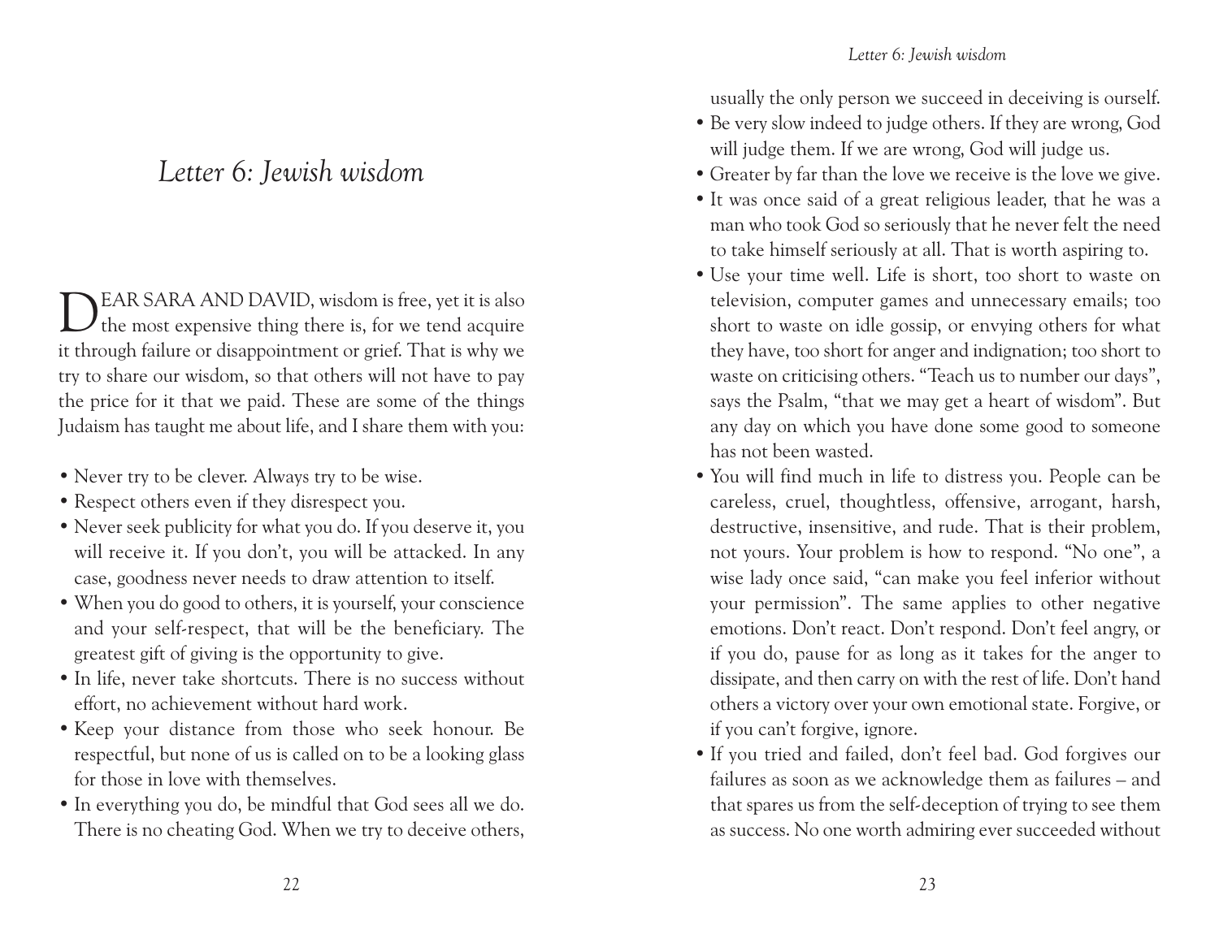# Letter 6: Jewish wisdom

DEAR SARA AND DAVID, wisdom is free, yet it is also the most expensive thing there is, for we tend acquire it through failure or disappointment or grief. That is why we try to share our wisdom, so that others will not have to pay the price for it that we paid. These are some of the things Judaism has taught me about life, and I share them with you:

- Never try to be clever. Always try to be wise.
- Respect others even if they disrespect you.
- Never seek publicity for what you do. If you deserve it, you will receive it. If you don't, you will be attacked. In any case, goodness never needs to draw attention to itself.
- When you do good to others, it is yourself, your conscience and your self-respect, that will be the beneficiary. The greatest gift of giving is the opportunity to give.
- In life, never take shortcuts. There is no success without effort, no achievement without hard work.
- Keep your distance from those who seek honour. Be respectful, but none of us is called on to be a looking glass for those in love with themselves.
- In everything you do, be mindful that God sees all we do. There is no cheating God. When we try to deceive others, usually the only person we succeed in deceiving is ourself.
- Be very slow indeed to judge others. If they are wrong, God will judge them. If we are wrong, God will judge us.
- Greater by far than the love we receive is the love we give.
- It was once said of a great religious leader, that he was a man who took God so seriously that he never felt the need to take himself seriously at all. That is worth aspiring to.
- Use your time well. Life is short, too short to waste on television, computer games and unnecessary emails; too short to waste on idle gossip, or envying others for what they have, too short for anger and indignation; too short to waste on criticising others. "Teach us to number our days", says the Psalm, "that we may get a heart of wisdom". But any day on which you have done some good to someone has not been wasted.
- You will find much in life to distress you. People can be careless, cruel, thoughtless, offensive, arrogant, harsh, destructive, insensitive, and rude. That is their problem, not yours. Your problem is how to respond. "No one", a wise lady once said, "can make you feel inferior without your permission". The same applies to other negative emotions. Don't react. Don't respond. Don't feel angry, or if you do, pause for as long as it takes for the anger to dissipate, and then carry on with the rest of life. Don't hand others a victory over your own emotional state. Forgive, or if you can't forgive, ignore.
- If you tried and failed, don't feel bad. God forgives our failures as soon as we acknowledge them as failures – and that spares us from the self-deception of trying to see them as success. No one worth admiring ever succeeded without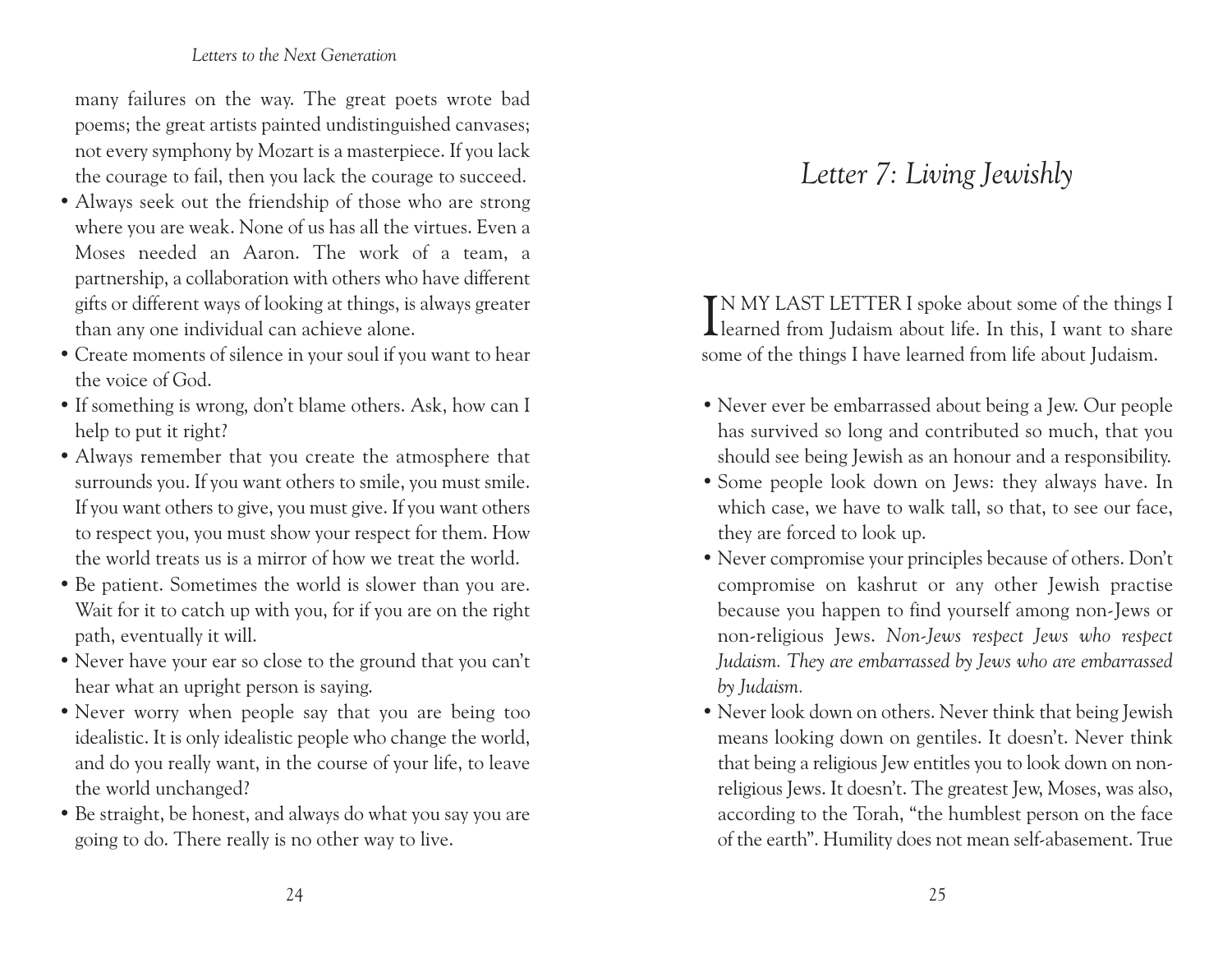many failures on the way. The great poets wrote bad poems; the great artists painted undistinguished canvases; not every symphony by Mozart is a masterpiece. If you lack the courage to fail, then you lack the courage to succeed.

- Always seek out the friendship of those who are strong where you are weak. None of us has all the virtues. Even a Moses needed an Aaron. The work of a team, a partnership, a collaboration with others who have different gifts or different ways of looking at things, is always greater than any one individual can achieve alone.
- Create moments of silence in your soul if you want to hear the voice of God.
- If something is wrong, don't blame others. Ask, how can I help to put it right?
- Always remember that you create the atmosphere that surrounds you. If you want others to smile, you must smile. If you want others to give, you must give. If you want others to respect you, you must show your respect for them. How the world treats us is a mirror of how we treat the world.
- Be patient. Sometimes the world is slower than you are. Wait for it to catch up with you, for if you are on the right path, eventually it will.
- Never have your ear so close to the ground that you can't hear what an upright person is saying.
- Never worry when people say that you are being too idealistic. It is only idealistic people who change the world, and do you really want, in the course of your life, to leave the world unchanged?
- Be straight, be honest, and always do what you say you are going to do. There really is no other way to live.

# *Letter 7: Living Jewishly*

IN MY LAST LETTER I spoke about some of the things I learned from Judaism about life. In this, I want to share some of the things I have learned from life about Judaism.

- Never ever be embarrassed about being a Jew. Our people has survived so long and contributed so much, that you should see being Jewish as an honour and a responsibility.
- Some people look down on Jews: they always have. In which case, we have to walk tall, so that, to see our face, they are forced to look up.
- Never compromise your principles because of others. Don't compromise on kashrut or any other Jewish practise because you happen to find yourself among non-Jews or non-religious Jews. *Non-Jews respect Jews who respect Judaism. They are embarrassed by Jews who are embarrassed by Judaism.*
- Never look down on others. Never think that being Jewish means looking down on gentiles. It doesn't. Never think that being a religious Jew entitles you to look down on non-religious Jews. It doesn't. The greatest Jew, Moses, was also, according to the Torah, "the humblest person on the face of the earth". Humility does not mean self-abasement. True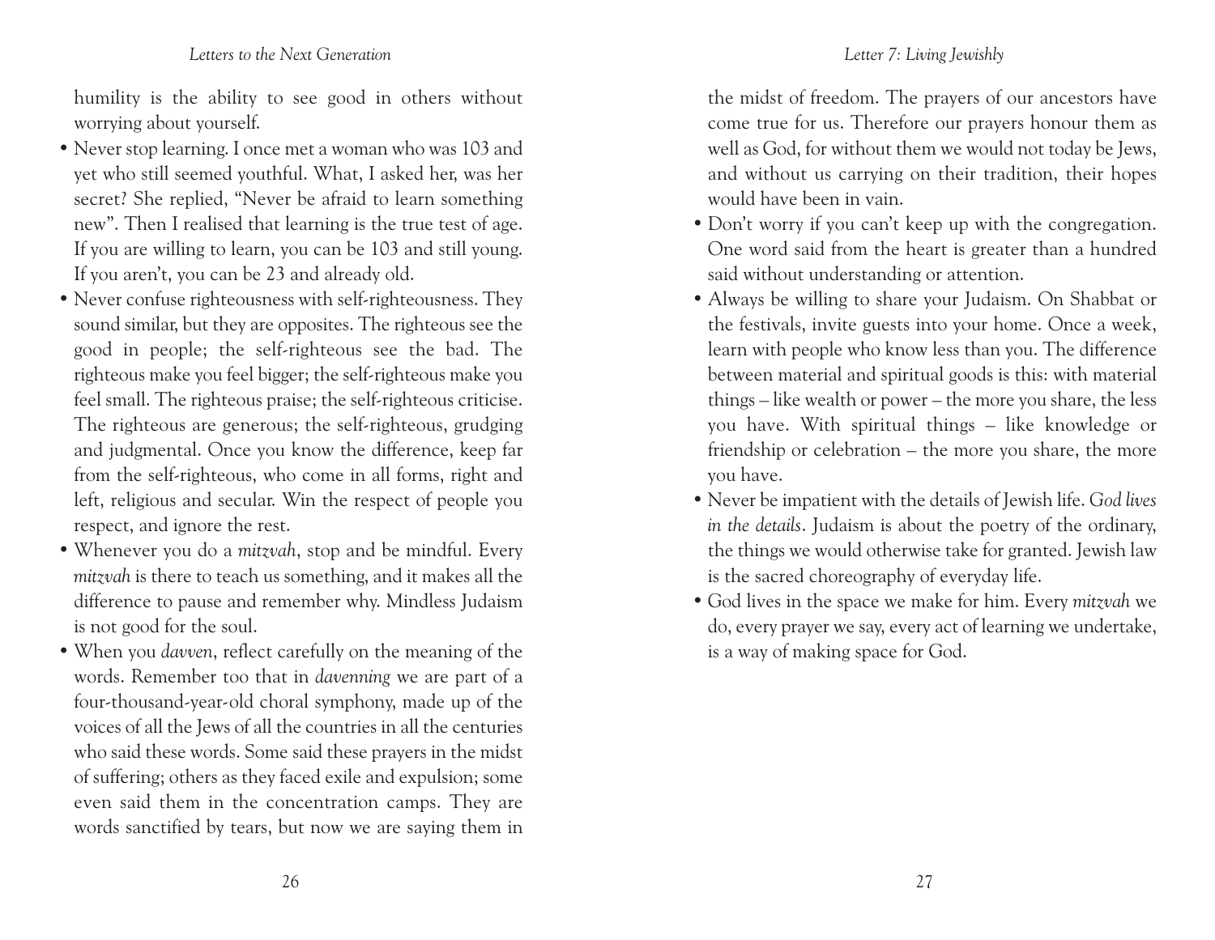humility is the ability to see good in others without worrying about yourself.

- Never stop learning. I once met a woman who was 103 and yet who still seemed youthful. What, I asked her, was her secret? She replied, "Never be afraid to learn something new". Then I realised that learning is the true test of age. If you are willing to learn, you can be 103 and still young. If you aren't, you can be 23 and already old.
- Never confuse righteousness with self-righteousness. They sound similar, but they are opposites. The righteous see the good in people; the self-righteous see the bad. The righteous make you feel bigger; the self-righteous make you feel small. The righteous praise; the self-righteous criticise. The righteous are generous; the self-righteous, grudging and judgmental. Once you know the difference, keep far from the self-righteous, who come in all forms, right and left, religious and secular. Win the respect of people you respect, and ignore the rest.
- Whenever you do a *mitzvah*, stop and be mindful. Every *mitzvah* is there to teach us something, and it makes all the difference to pause and remember why. Mindless Judaism is not good for the soul.
- When you *davven*, reflect carefully on the meaning of the words. Remember too that in *davenning* we are part of a four-thousand-year-old choral symphony, made up of the voices of all the Jews of all the countries in all the centuries who said these words. Some said these prayers in the midst of suffering; others as they faced exile and expulsion; some even said them in the concentration camps. They are words sanctified by tears, but now we are saying them in the midst of freedom. The prayers of our ancestors have come true for us. Therefore our prayers honour them as well as God, for without them we would not today be Jews, and without us carrying on their tradition, their hopes would have been in vain.
- Don't worry if you can't keep up with the congregation. One word said from the heart is greater than a hundred said without understanding or attention.
- Always be willing to share your Judaism. On Shabbat or the festivals, invite guests into your home. Once a week, learn with people who know less than you. The difference between material and spiritual goods is this: with material things – like wealth or power – the more you share, the less you have. With spiritual things – like knowledge or friendship or celebration – the more you share, the more you have.
- Never be impatient with the details of Jewish life. *God lives in the details*. Judaism is about the poetry of the ordinary, the things we would otherwise take for granted. Jewish law is the sacred choreography of everyday life.
- God lives in the space we make for him. Every *mitzvah* we do, every prayer we say, every act of learning we undertake, is a way of making space for God.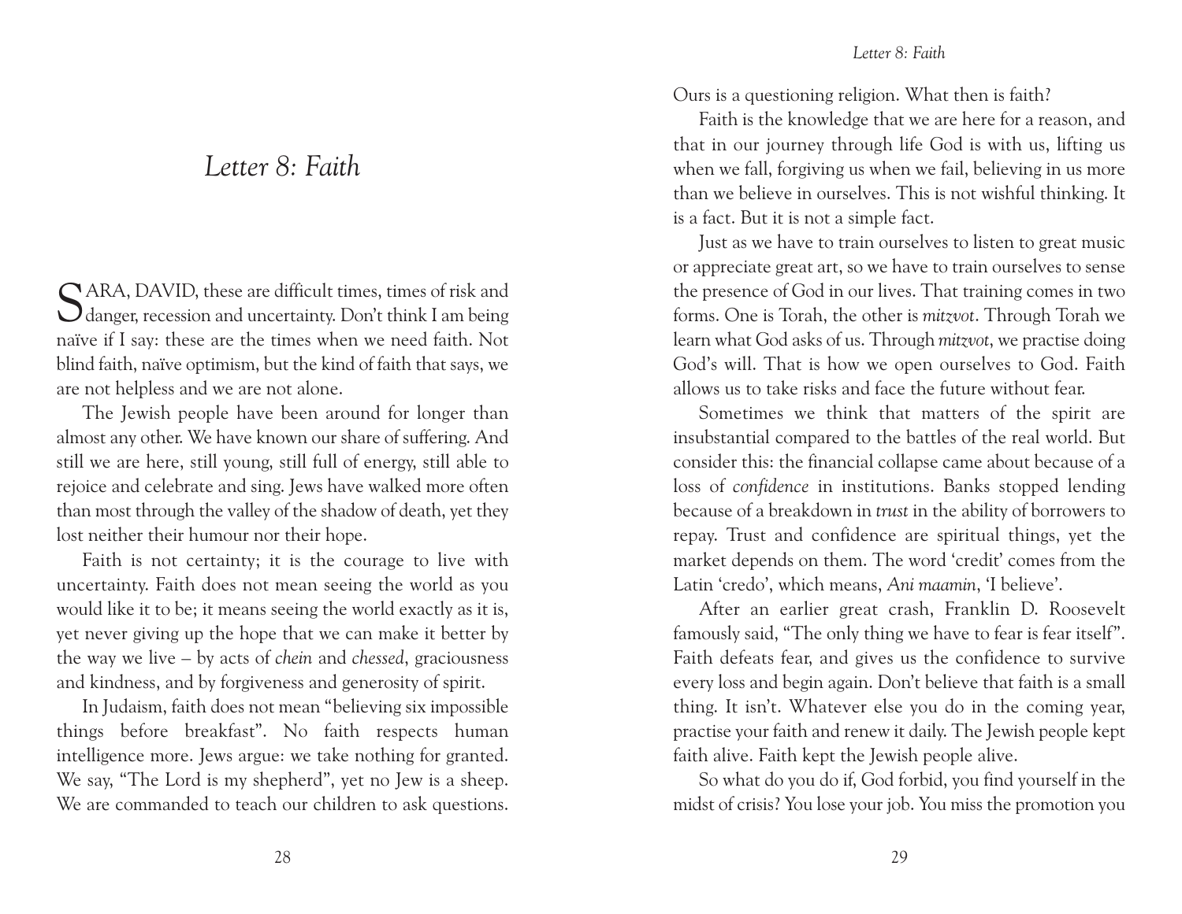# Letter 8: Faith

SARA, DAVID, these are difficult times, times of risk and danger, recession and uncertainty. Don't think I am being naïve if I say: these are the times when we need faith. Not blind faith, naïve optimism, but the kind of faith that says, we are not helpless and we are not alone.

The Jewish people have been around for longer than almost any other. We have known our share of suffering. And still we are here, still young, still full of energy, still able to rejoice and celebrate and sing. Jews have walked more often than most through the valley of the shadow of death, yet they lost neither their humour nor their hope.

Faith is not certainty; it is the courage to live with uncertainty. Faith does not mean seeing the world as you would like it to be; it means seeing the world exactly as it is, yet never giving up the hope that we can make it better by the way we live – by acts of *chein* and *chessed*, graciousness and kindness, and by forgiveness and generosity of spirit.

In Judaism, faith does not mean "believing six impossible things before breakfast". No faith respects human intelligence more. Jews argue: we take nothing for granted. We say, "The Lord is my shepherd", yet no Jew is a sheep. We are commanded to teach our children to ask questions. Ours is a questioning religion. What then is faith?

Faith is the knowledge that we are here for a reason, and that in our journey through life God is with us, lifting us when we fall, forgiving us when we fail, believing in us more than we believe in ourselves. This is not wishful thinking. It is a fact. But it is not a simple fact.

Just as we have to train ourselves to listen to great music or appreciate great art, so we have to train ourselves to sense the presence of God in our lives. That training comes in two forms. One is Torah, the other is *mitzvot*. Through Torah we learn what God asks of us. Through *mitzvot*, we practise doing God's will. That is how we open ourselves to God. Faith allows us to take risks and face the future without fear.

Sometimes we think that matters of the spirit are insubstantial compared to the battles of the real world. But consider this: the financial collapse came about because of a loss of *confidence* in institutions. Banks stopped lending because of a breakdown in *trust* in the ability of borrowers to repay. Trust and confidence are spiritual things, yet the market depends on them. The word 'credit' comes from the Latin 'credo', which means, *Ani maamin*, 'I believe'.

After an earlier great crash, Franklin D. Roosevelt famously said, "The only thing we have to fear is fear itself". Faith defeats fear, and gives us the confidence to survive every loss and begin again. Don't believe that faith is a small thing. It isn't. Whatever else you do in the coming year, practise your faith and renew it daily. The Jewish people kept faith alive. Faith kept the Jewish people alive.

So what do you do if, God forbid, you find yourself in the midst of crisis? You lose your job. You miss the promotion you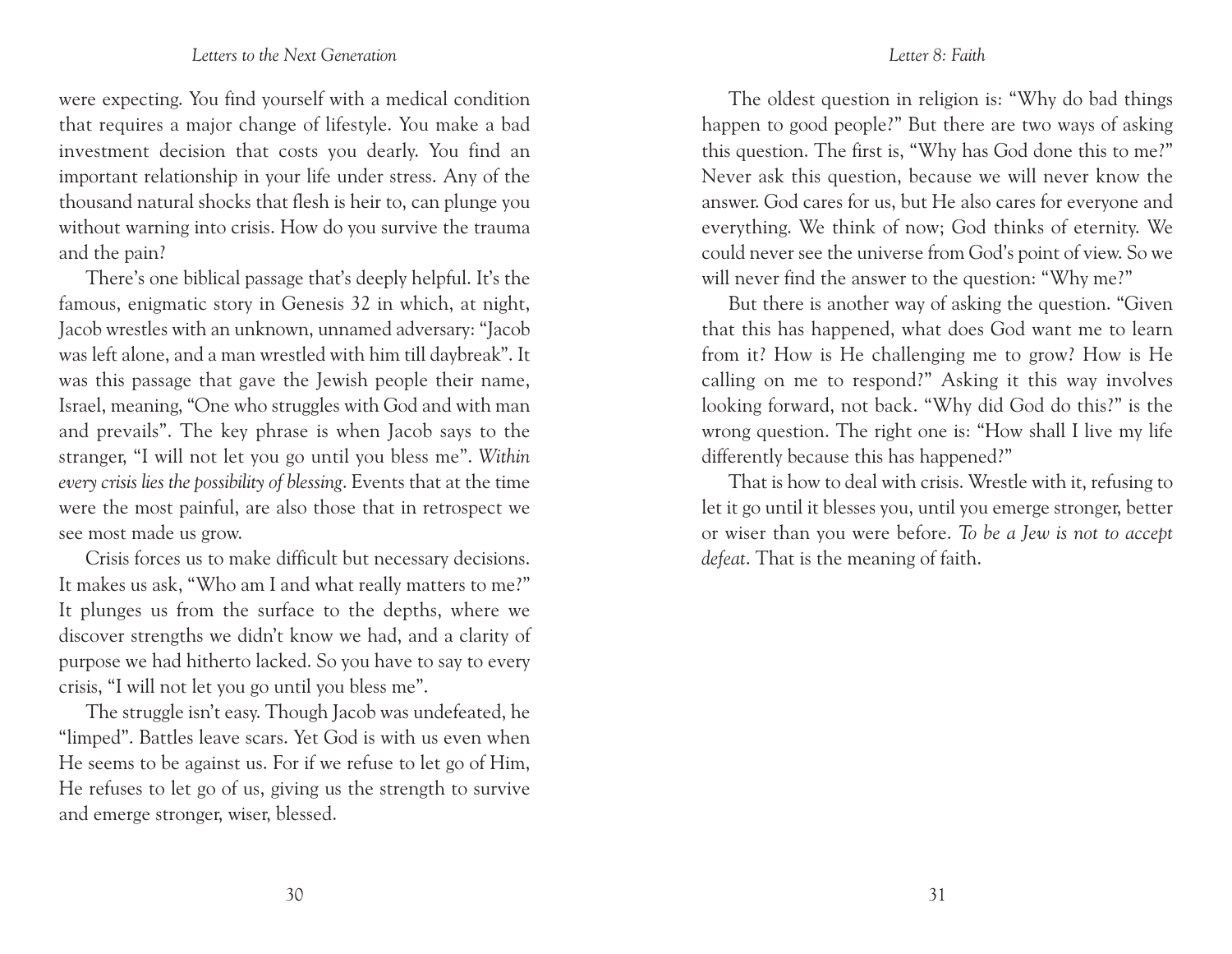were expecting. You find yourself with a medical condition that requires a major change of lifestyle. You make a bad investment decision that costs you dearly. You find an important relationship in your life under stress. Any of the thousand natural shocks that flesh is heir to, can plunge you without warning into crisis. How do you survive the trauma and the pain?

There's one biblical passage that's deeply helpful. It's the famous, enigmatic story in Genesis 32 in which, at night, Jacob wrestles with an unknown, unnamed adversary: "Jacob was left alone, and a man wrestled with him till daybreak". It was this passage that gave the Jewish people their name, Israel, meaning, "One who struggles with God and with man and prevails". The key phrase is when Jacob says to the stranger, "I will not let you go until you bless me". *Within every crisis lies the possibility of blessing*. Events that at the time were the most painful, are also those that in retrospect we see most made us grow.

Crisis forces us to make difficult but necessary decisions. It makes us ask, "Who am I and what really matters to me?" It plunges us from the surface to the depths, where we discover strengths we didn't know we had, and a clarity of purpose we had hitherto lacked. So you have to say to every crisis, "I will not let you go until you bless me".

The struggle isn't easy. Though Jacob was undefeated, he "limped". Battles leave scars. Yet God is with us even when He seems to be against us. For if we refuse to let go of Him, He refuses to let go of us, giving us the strength to survive and emerge stronger, wiser, blessed.

The oldest question in religion is: "Why do bad things happen to good people?" But there are two ways of asking this question. The first is, "Why has God done this to me?" Never ask this question, because we will never know the answer. God cares for us, but He also cares for everyone and everything. We think of now; God thinks of eternity. We could never see the universe from God's point of view. So we will never find the answer to the question: "Why me?"

But there is another way of asking the question. "Given that this has happened, what does God want me to learn from it? How is He challenging me to grow? How is He calling on me to respond?" Asking it this way involves looking forward, not back. "Why did God do this?" is the wrong question. The right one is: "How shall I live my life differently because this has happened?"

That is how to deal with crisis. Wrestle with it, refusing to let it go until it blesses you, until you emerge stronger, better or wiser than you were before. *To be a Jew is not to accept defeat*. That is the meaning of faith.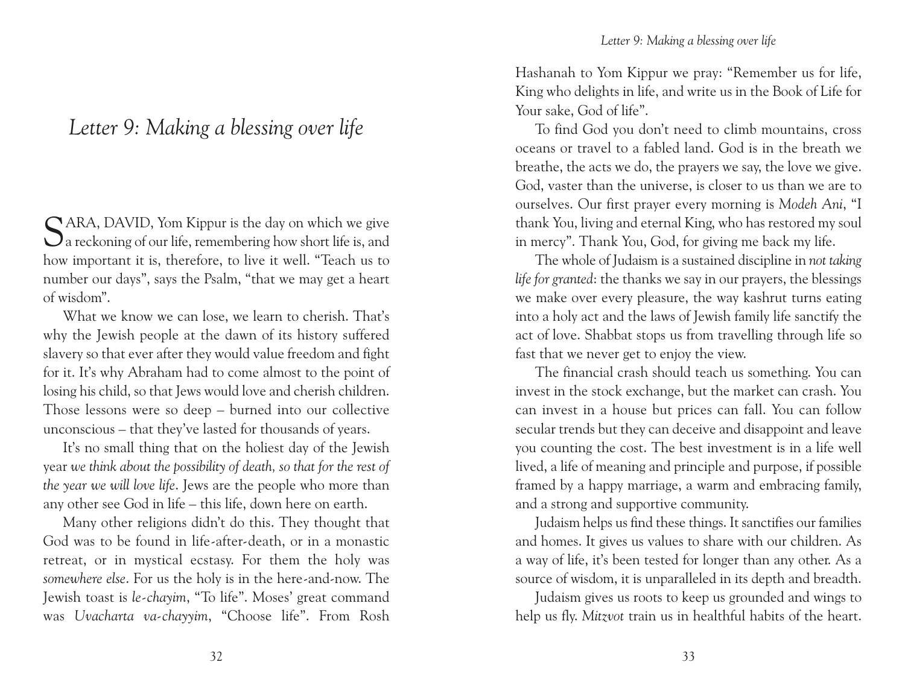# Letter 9: Making a blessing over life

SARA, DAVID, Yom Kippur is the day on which we give a reckoning of our life, remembering how short life is, and how important it is, therefore, to live it well. "Teach us to number our days", says the Psalm, "that we may get a heart of wisdom".

What we know we can lose, we learn to cherish. That's why the Jewish people at the dawn of its history suffered slavery so that ever after they would value freedom and fight for it. It's why Abraham had to come almost to the point of losing his child, so that Jews would love and cherish children. Those lessons were so deep – burned into our collective unconscious – that they've lasted for thousands of years.

It's no small thing that on the holiest day of the Jewish year *we think about the possibility of death, so that for the rest of the year we will love life*. Jews are the people who more than any other see God in life – this life, down here on earth.

Many other religions didn't do this. They thought that God was to be found in life-after-death, or in a monastic retreat, or in mystical ecstasy. For them the holy was *somewhere else*. For us the holy is in the here-and-now. The Jewish toast is *le-chayim*, "To life". Moses' great command was *Uvacharta va-chayyim*, "Choose life". From Rosh Hashanah to Yom Kippur we pray: "Remember us for life, King who delights in life, and write us in the Book of Life for Your sake, God of life".

To find God you don't need to climb mountains, cross oceans or travel to a fabled land. God is in the breath we breathe, the acts we do, the prayers we say, the love we give. God, vaster than the universe, is closer to us than we are to ourselves. Our first prayer every morning is *Modeh Ani*, "I thank You, living and eternal King, who has restored my soul in mercy". Thank You, God, for giving me back my life.

The whole of Judaism is a sustained discipline in *not taking life for granted*: the thanks we say in our prayers, the blessings we make over every pleasure, the way kashrut turns eating into a holy act and the laws of Jewish family life sanctify the act of love. Shabbat stops us from travelling through life so fast that we never get to enjoy the view.

The financial crash should teach us something. You can invest in the stock exchange, but the market can crash. You can invest in a house but prices can fall. You can follow secular trends but they can deceive and disappoint and leave you counting the cost. The best investment is in a life well lived, a life of meaning and principle and purpose, if possible framed by a happy marriage, a warm and embracing family, and a strong and supportive community.

Judaism helps us find these things. It sanctifies our families and homes. It gives us values to share with our children. As a way of life, it's been tested for longer than any other. As a source of wisdom, it is unparalleled in its depth and breadth.

Judaism gives us roots to keep us grounded and wings to help us fly. *Mitzvot* train us in healthful habits of the heart.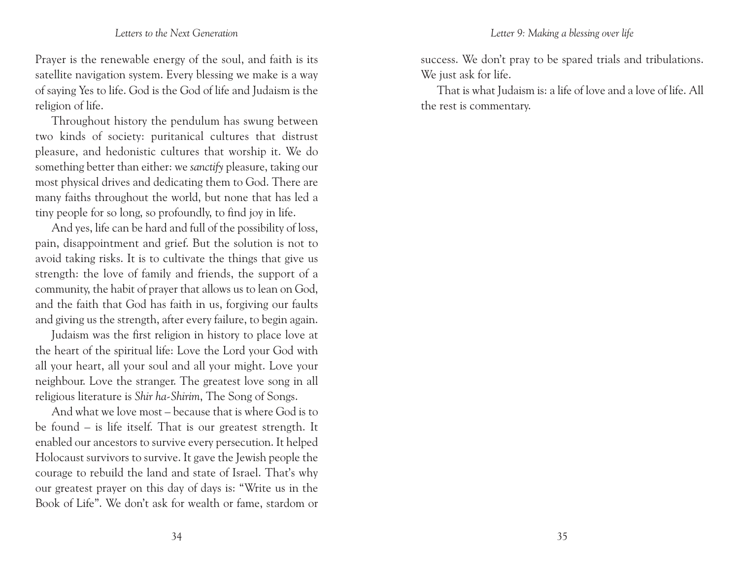Prayer is the renewable energy of the soul, and faith is its satellite navigation system. Every blessing we make is a way of saying Yes to life. God is the God of life and Judaism is the religion of life.

Throughout history the pendulum has swung between two kinds of society: puritanical cultures that distrust pleasure, and hedonistic cultures that worship it. We do something better than either: we *sanctify* pleasure, taking our most physical drives and dedicating them to God. There are many faiths throughout the world, but none that has led a tiny people for so long, so profoundly, to find joy in life.

And yes, life can be hard and full of the possibility of loss, pain, disappointment and grief. But the solution is not to avoid taking risks. It is to cultivate the things that give us strength: the love of family and friends, the support of a community, the habit of prayer that allows us to lean on God, and the faith that God has faith in us, forgiving our faults and giving us the strength, after every failure, to begin again.

Judaism was the first religion in history to place love at the heart of the spiritual life: Love the Lord your God with all your heart, all your soul and all your might. Love your neighbour. Love the stranger. The greatest love song in all religious literature is *Shir ha-Shirim*, The Song of Songs.

And what we love most – because that is where God is to be found – is life itself. That is our greatest strength. It enabled our ancestors to survive every persecution. It helped Holocaust survivors to survive. It gave the Jewish people the courage to rebuild the land and state of Israel. That's why our greatest prayer on this day of days is: "Write us in the Book of Life". We don't ask for wealth or fame, stardom or success. We don't pray to be spared trials and tribulations. We just ask for life.

That is what Judaism is: a life of love and a love of life. All the rest is commentary.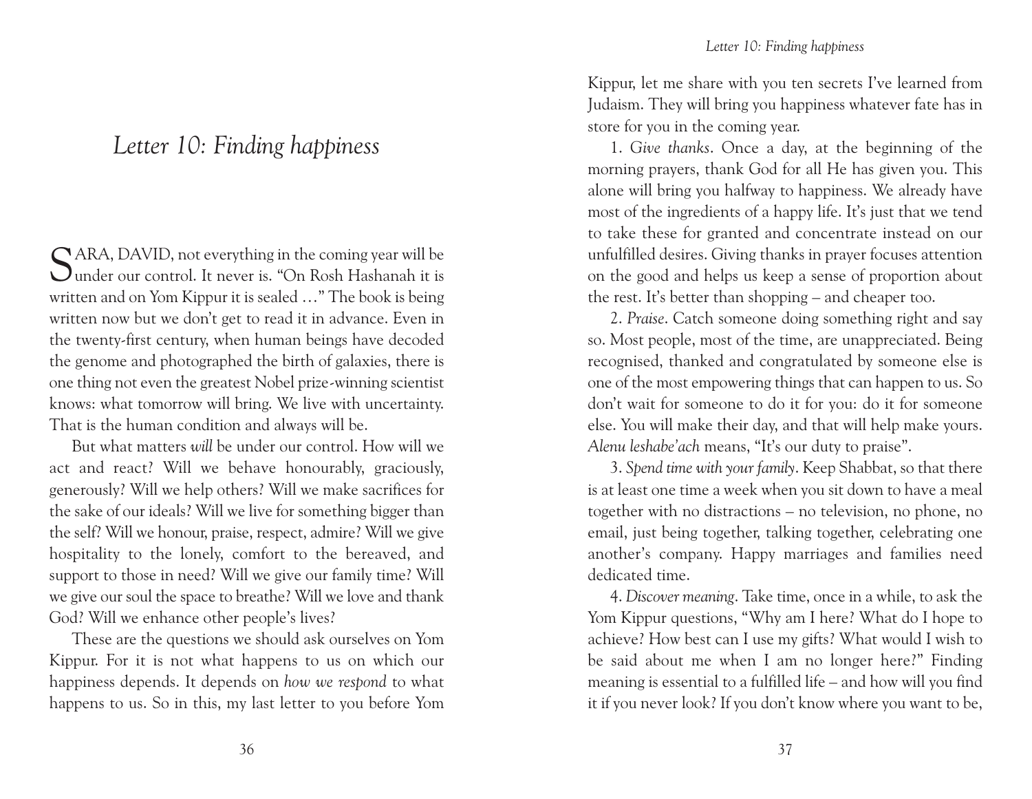# Letter 10: Finding happiness

SARA, DAVID, not everything in the coming year will be under our control. It never is. "On Rosh Hashanah it is written and on Yom Kippur it is sealed …" The book is being written now but we don't get to read it in advance. Even in the twenty-first century, when human beings have decoded the genome and photographed the birth of galaxies, there is one thing not even the greatest Nobel prize-winning scientist knows: what tomorrow will bring. We live with uncertainty. That is the human condition and always will be.

But what matters *will* be under our control. How will we act and react? Will we behave honourably, graciously, generously? Will we help others? Will we make sacrifices for the sake of our ideals? Will we live for something bigger than the self? Will we honour, praise, respect, admire? Will we give hospitality to the lonely, comfort to the bereaved, and support to those in need? Will we give our family time? Will we give our soul the space to breathe? Will we love and thank God? Will we enhance other people's lives?

These are the questions we should ask ourselves on Yom Kippur. For it is not what happens to us on which our happiness depends. It depends on *how we respond* to what happens to us. So in this, my last letter to you before Yom Kippur, let me share with you ten secrets I've learned from Judaism. They will bring you happiness whatever fate has in store for you in the coming year.

1. *Give thanks*. Once a day, at the beginning of the morning prayers, thank God for all He has given you. This alone will bring you halfway to happiness. We already have most of the ingredients of a happy life. It's just that we tend to take these for granted and concentrate instead on our unfulfilled desires. Giving thanks in prayer focuses attention on the good and helps us keep a sense of proportion about the rest. It's better than shopping – and cheaper too.

2. *Praise*. Catch someone doing something right and say so. Most people, most of the time, are unappreciated. Being recognised, thanked and congratulated by someone else is one of the most empowering things that can happen to us. So don't wait for someone to do it for you: do it for someone else. You will make their day, and that will help make yours. *Alenu leshabe'ach* means, "It's our duty to praise".

3. *Spend time with your family*. Keep Shabbat, so that there is at least one time a week when you sit down to have a meal together with no distractions – no television, no phone, no email, just being together, talking together, celebrating one another's company. Happy marriages and families need dedicated time.

4. *Discover meaning*. Take time, once in a while, to ask the Yom Kippur questions, "Why am I here? What do I hope to achieve? How best can I use my gifts? What would I wish to be said about me when I am no longer here?" Finding meaning is essential to a fulfilled life – and how will you find it if you never look? If you don't know where you want to be,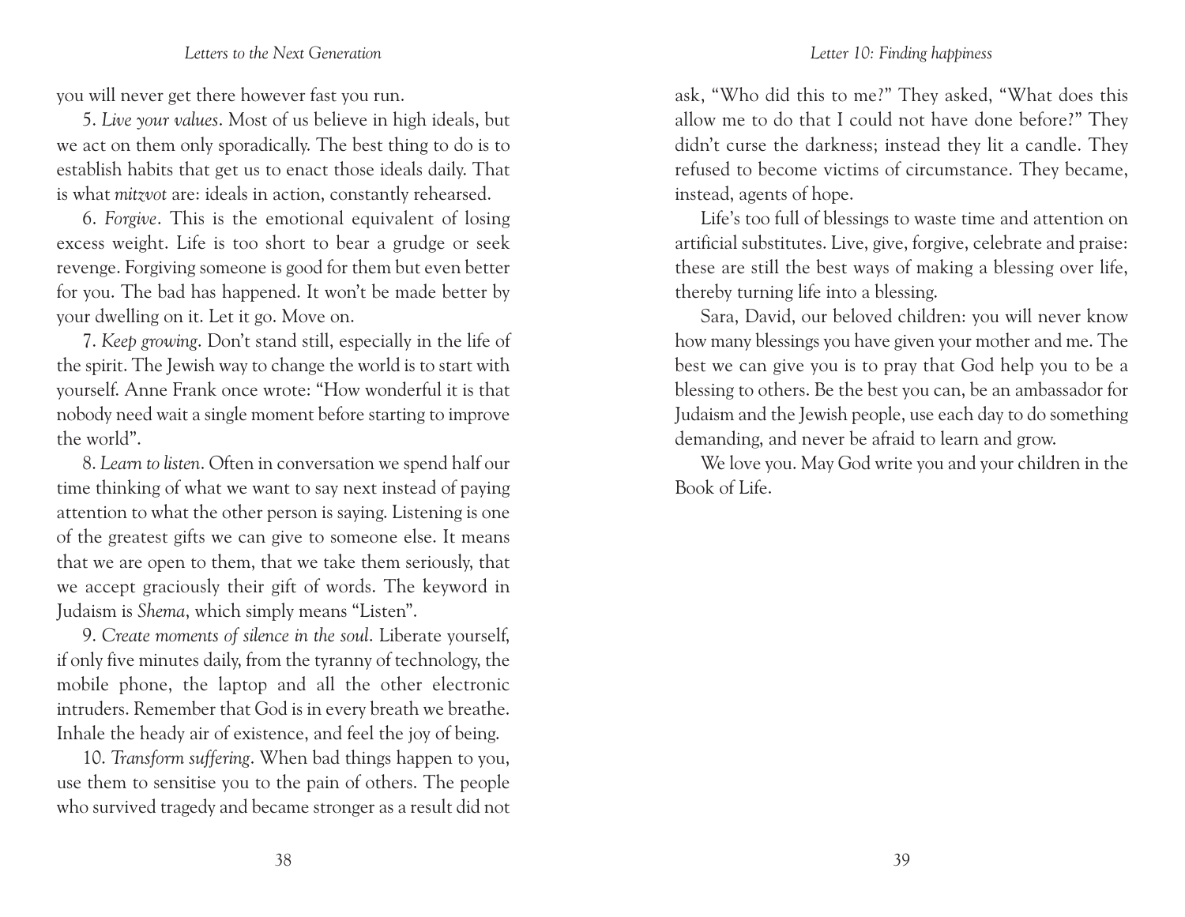you will never get there however fast you run.

5. *Live your values*. Most of us believe in high ideals, but we act on them only sporadically. The best thing to do is to establish habits that get us to enact those ideals daily. That is what *mitzvot* are: ideals in action, constantly rehearsed.

6. *Forgive*. This is the emotional equivalent of losing excess weight. Life is too short to bear a grudge or seek revenge. Forgiving someone is good for them but even better for you. The bad has happened. It won't be made better by your dwelling on it. Let it go. Move on.

7. *Keep growing*. Don't stand still, especially in the life of the spirit. The Jewish way to change the world is to start with yourself. Anne Frank once wrote: "How wonderful it is that nobody need wait a single moment before starting to improve the world".

8. *Learn to listen*. Often in conversation we spend half our time thinking of what we want to say next instead of paying attention to what the other person is saying. Listening is one of the greatest gifts we can give to someone else. It means that we are open to them, that we take them seriously, that we accept graciously their gift of words. The keyword in Judaism is *Shema*, which simply means "Listen".

9. *Create moments of silence in the soul*. Liberate yourself, if only five minutes daily, from the tyranny of technology, the mobile phone, the laptop and all the other electronic intruders. Remember that God is in every breath we breathe. Inhale the heady air of existence, and feel the joy of being.

10. *Transform suffering*. When bad things happen to you, use them to sensitise you to the pain of others. The people who survived tragedy and became stronger as a result did not ask, "Who did this to me?" They asked, "What does this allow me to do that I could not have done before?" They didn't curse the darkness; instead they lit a candle. They refused to become victims of circumstance. They became, instead, agents of hope.

Life's too full of blessings to waste time and attention on artificial substitutes. Live, give, forgive, celebrate and praise: these are still the best ways of making a blessing over life, thereby turning life into a blessing.

Sara, David, our beloved children: you will never know how many blessings you have given your mother and me. The best we can give you is to pray that God help you to be a blessing to others. Be the best you can, be an ambassador for Judaism and the Jewish people, use each day to do something demanding, and never be afraid to learn and grow.

We love you. May God write you and your children in the Book of Life.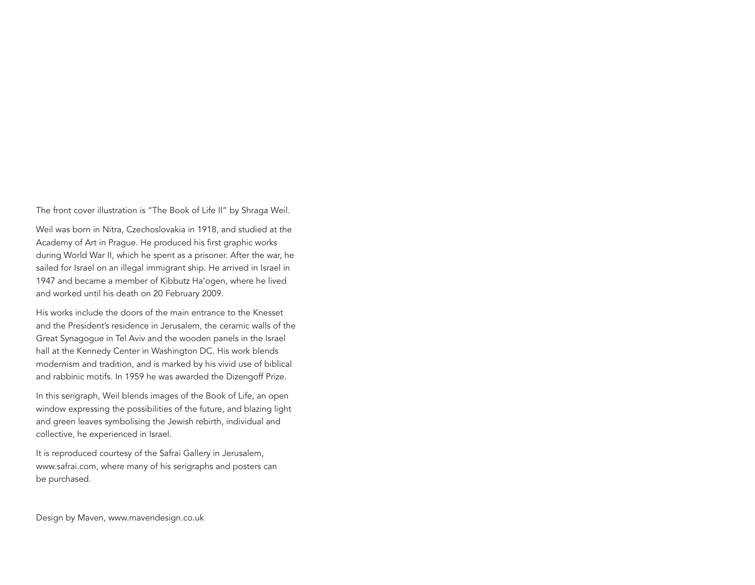The front cover illustration is “The Book of Life II” by Shraga Weil.

Weil was born in Nitra, Czechoslovakia in 1918, and studied at the Academy of Art in Prague. He produced his first graphic works during World War II, which he spent as a prisoner. After the war, he sailed for Israel on an illegal immigrant ship. He arrived in Israel in 1947 and became a member of Kibbutz Ha’ogen, where he lived and worked until his death on 20 February 2009.

His works include the doors of the main entrance to the Knesset and the President’s residence in Jerusalem, the ceramic walls of the Great Synagogue in Tel Aviv and the wooden panels in the Israel hall at the Kennedy Center in Washington DC. His work blends modernism and tradition, and is marked by his vivid use of biblical and rabbinic motifs. In 1959 he was awarded the Dizengoff Prize.

In this serigraph, Weil blends images of the Book of Life, an open window expressing the possibilities of the future, and blazing light and green leaves symbolising the Jewish rebirth, individual and collective, he experienced in Israel.

It is reproduced courtesy of the Safrai Gallery in Jerusalem, www.safrai.com, where many of his serigraphs and posters can be purchased.

Design by Maven, www.mavendesign.co.uk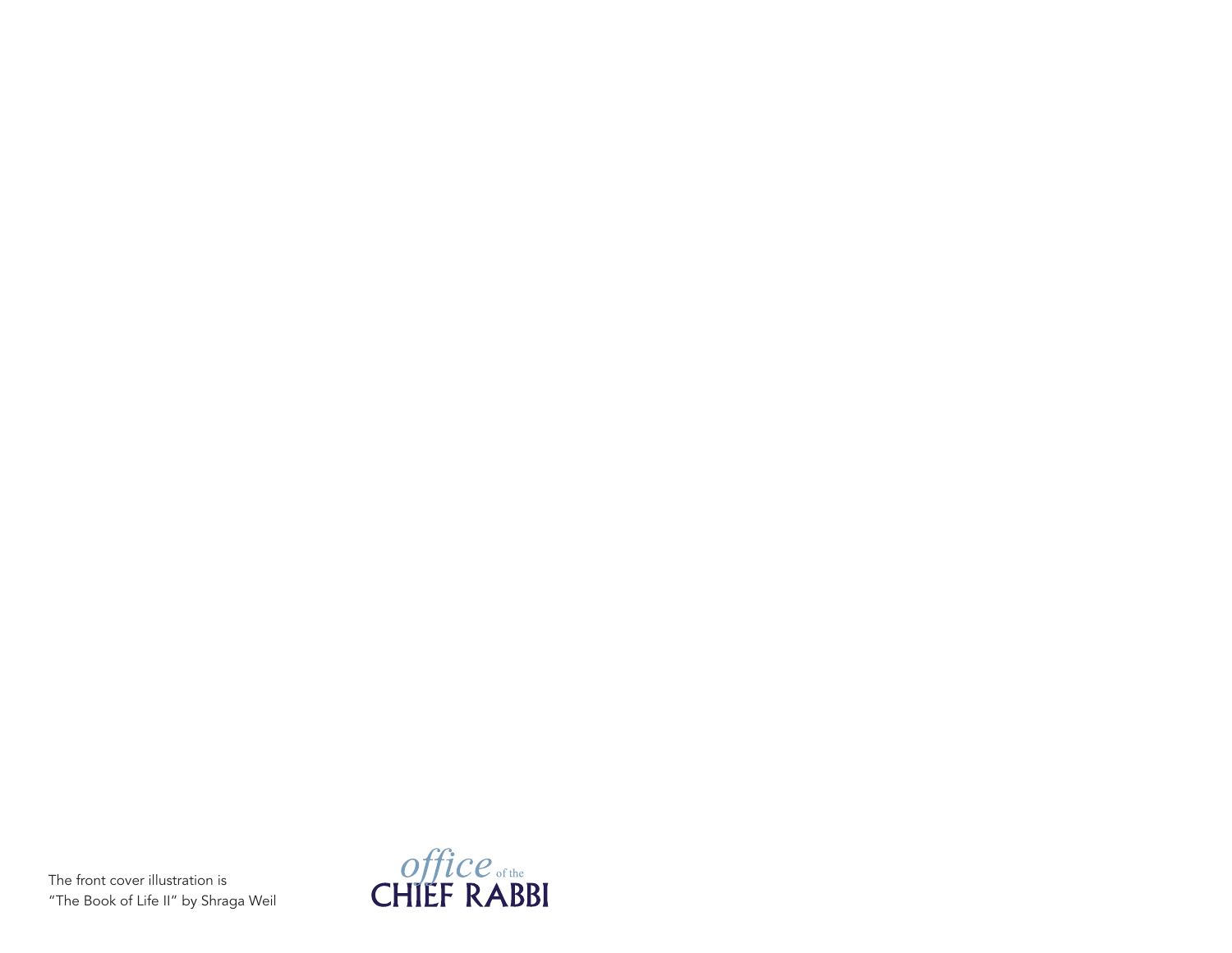The front cover illustration is
"The Book of Life II" by Shraga Weil

*office* of the
CHIEF RABBI